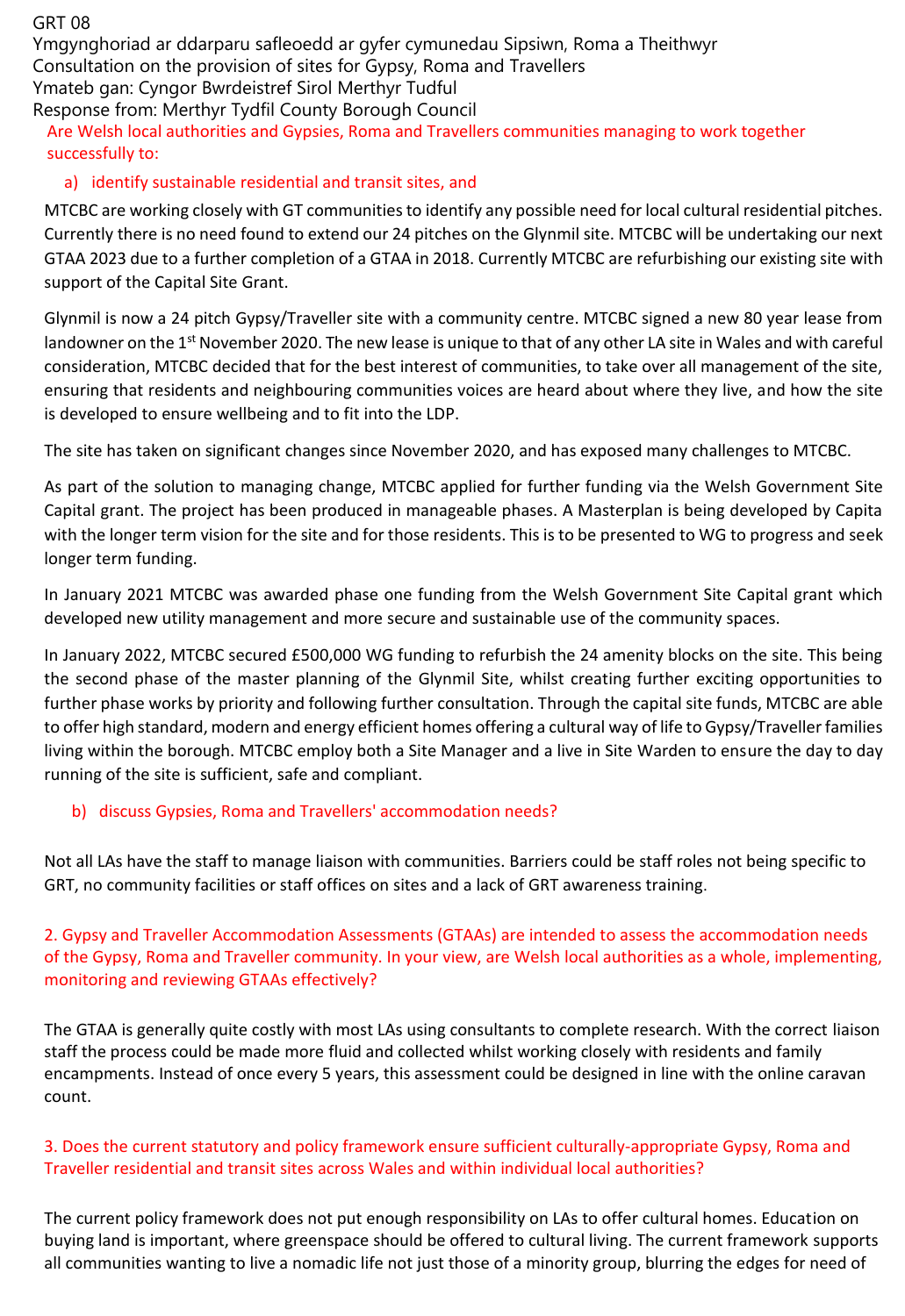GRT 08

Ymgynghoriad ar ddarparu safleoedd ar gyfer cymunedau Sipsiwn, Roma a Theithwyr

Consultation on the provision of sites for Gypsy, Roma and Travellers

Ymateb gan: Cyngor Bwrdeistref Sirol Merthyr Tudful

Response from: Merthyr Tydfil County Borough Council

Are Welsh local authorities and Gypsies, Roma and Travellers communities managing to work together successfully to:

a) identify sustainable residential and transit sites, and

MTCBC are working closely with GT communities to identify any possible need for local cultural residential pitches. Currently there is no need found to extend our 24 pitches on the Glynmil site. MTCBC will be undertaking our next GTAA 2023 due to a further completion of a GTAA in 2018. Currently MTCBC are refurbishing our existing site with support of the Capital Site Grant.

Glynmil is now a 24 pitch Gypsy/Traveller site with a community centre. MTCBC signed a new 80 year lease from landowner on the 1st November 2020. The new lease is unique to that of any other LA site in Wales and with careful consideration, MTCBC decided that for the best interest of communities, to take over all management of the site, ensuring that residents and neighbouring communities voices are heard about where they live, and how the site is developed to ensure wellbeing and to fit into the LDP.

The site has taken on significant changes since November 2020, and has exposed many challenges to MTCBC.

As part of the solution to managing change, MTCBC applied for further funding via the Welsh Government Site Capital grant. The project has been produced in manageable phases. A Masterplan is being developed by Capita with the longer term vision for the site and for those residents. This is to be presented to WG to progress and seek longer term funding.

In January 2021 MTCBC was awarded phase one funding from the Welsh Government Site Capital grant which developed new utility management and more secure and sustainable use of the community spaces.

In January 2022, MTCBC secured £500,000 WG funding to refurbish the 24 amenity blocks on the site. This being the second phase of the master planning of the Glynmil Site, whilst creating further exciting opportunities to further phase works by priority and following further consultation. Through the capital site funds, MTCBC are able to offer high standard, modern and energy efficient homes offering a cultural way of life to Gypsy/Traveller families living within the borough. MTCBC employ both a Site Manager and a live in Site Warden to ensure the day to day running of the site is sufficient, safe and compliant.

b) discuss Gypsies, Roma and Travellers' accommodation needs?

Not all LAs have the staff to manage liaison with communities. Barriers could be staff roles not being specific to GRT, no community facilities or staff offices on sites and a lack of GRT awareness training.

2. Gypsy and Traveller Accommodation Assessments (GTAAs) are intended to assess the accommodation needs of the Gypsy, Roma and Traveller community. In your view, are Welsh local authorities as a whole, implementing, monitoring and reviewing GTAAs effectively?

The GTAA is generally quite costly with most LAs using consultants to complete research. With the correct liaison staff the process could be made more fluid and collected whilst working closely with residents and family encampments. Instead of once every 5 years, this assessment could be designed in line with the online caravan count.

3. Does the current statutory and policy framework ensure sufficient culturally-appropriate Gypsy, Roma and Traveller residential and transit sites across Wales and within individual local authorities?

The current policy framework does not put enough responsibility on LAs to offer cultural homes. Education on buying land is important, where greenspace should be offered to cultural living. The current framework supports all communities wanting to live a nomadic life not just those of a minority group, blurring the edges for need of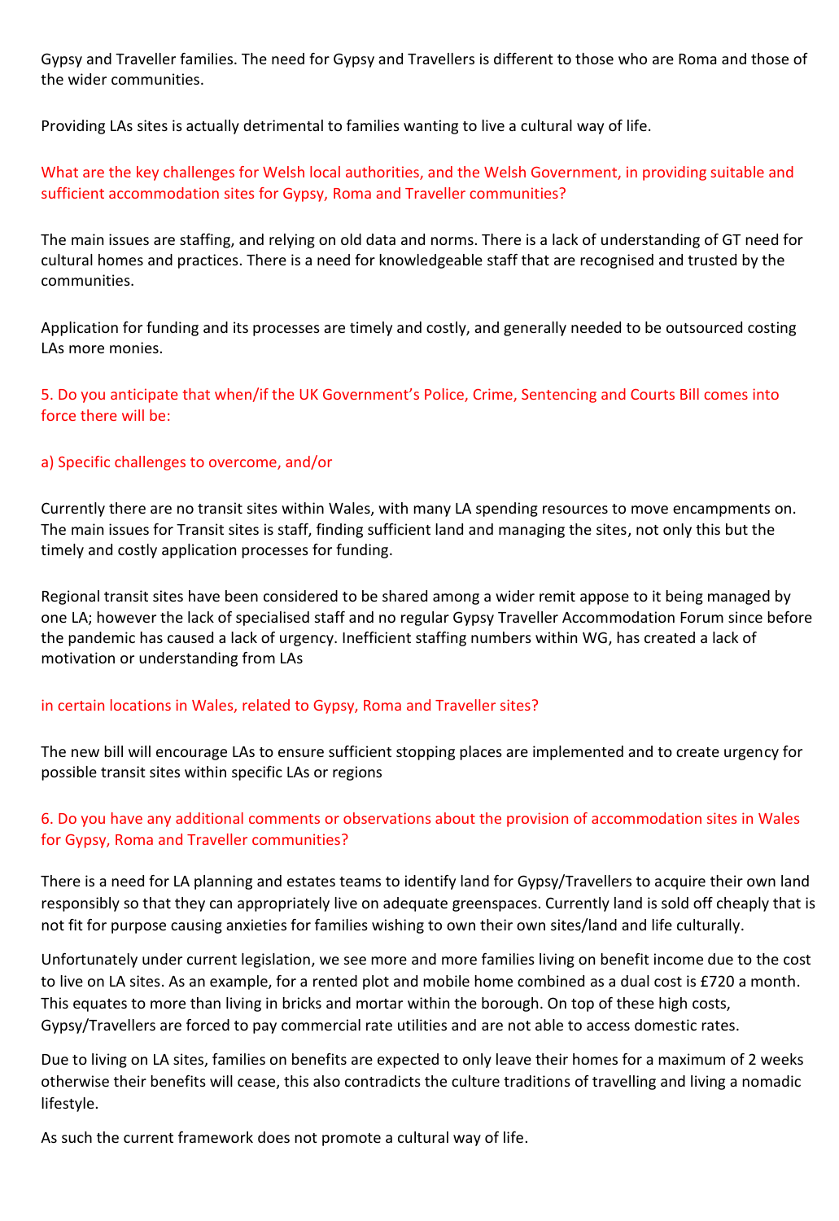Gypsy and Traveller families. The need for Gypsy and Travellers is different to those who are Roma and those of the wider communities.

Providing LAs sites is actually detrimental to families wanting to live a cultural way of life.

What are the key challenges for Welsh local authorities, and the Welsh Government, in providing suitable and sufficient accommodation sites for Gypsy, Roma and Traveller communities?

The main issues are staffing, and relying on old data and norms. There is a lack of understanding of GT need for cultural homes and practices. There is a need for knowledgeable staff that are recognised and trusted by the communities.

Application for funding and its processes are timely and costly, and generally needed to be outsourced costing LAs more monies.

5. Do you anticipate that when/if the UK Government's Police, Crime, Sentencing and Courts Bill comes into force there will be:

a) Specific challenges to overcome, and/or

Currently there are no transit sites within Wales, with many LA spending resources to move encampments on. The main issues for Transit sites is staff, finding sufficient land and managing the sites, not only this but the timely and costly application processes for funding.

Regional transit sites have been considered to be shared among a wider remit appose to it being managed by one LA; however the lack of specialised staff and no regular Gypsy Traveller Accommodation Forum since before the pandemic has caused a lack of urgency. Inefficient staffing numbers within WG, has created a lack of motivation or understanding from LAs

in certain locations in Wales, related to Gypsy, Roma and Traveller sites?

The new bill will encourage LAs to ensure sufficient stopping places are implemented and to create urgency for possible transit sites within specific LAs or regions

6. Do you have any additional comments or observations about the provision of accommodation sites in Wales for Gypsy, Roma and Traveller communities?

There is a need for LA planning and estates teams to identify land for Gypsy/Travellers to acquire their own land responsibly so that they can appropriately live on adequate greenspaces. Currently land is sold off cheaply that is not fit for purpose causing anxieties for families wishing to own their own sites/land and life culturally.

Unfortunately under current legislation, we see more and more families living on benefit income due to the cost to live on LA sites. As an example, for a rented plot and mobile home combined as a dual cost is £720 a month. This equates to more than living in bricks and mortar within the borough. On top of these high costs, Gypsy/Travellers are forced to pay commercial rate utilities and are not able to access domestic rates.

Due to living on LA sites, families on benefits are expected to only leave their homes for a maximum of 2 weeks otherwise their benefits will cease, this also contradicts the culture traditions of travelling and living a nomadic lifestyle.

As such the current framework does not promote a cultural way of life.